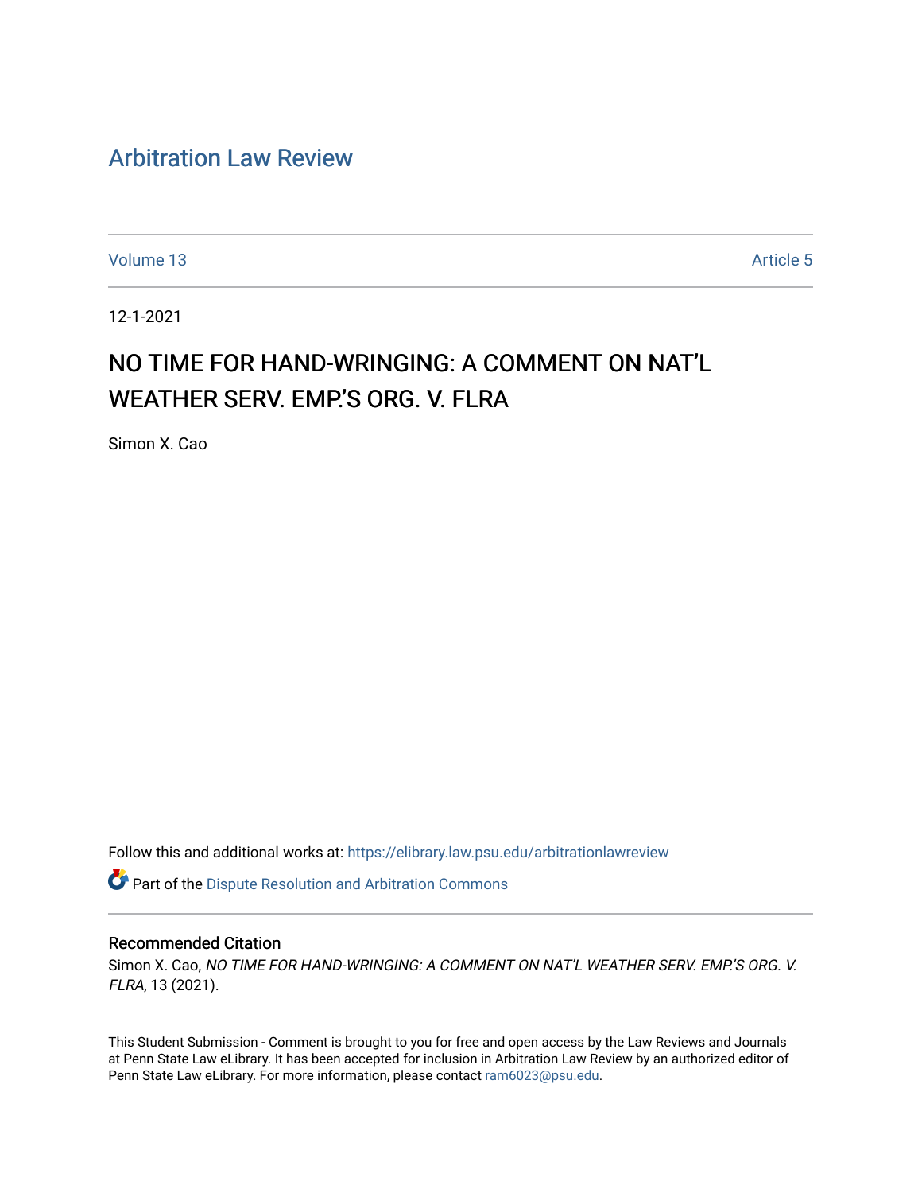# Arbitration Law Review

Volume 13 Article 5

12-1-2021

## NO TIME FOR HAND-WRINGING: A COMMENT ON NAT'L WEATHER SERV. EMP.'S ORG. V. FLRA

Simon X. Cao

Follow this and additional works at: https://elibrary.law.psu.edu/arbitrationlawreview

Part of the Dispute Resolution and Arbitration Commons

### Recommended Citation

Simon X. Cao, *NO TIME FOR HAND-WRINGING: A COMMENT ON NAT'L WEATHER SERV. EMP.'S ORG. V. FLRA*, 13 (2021).

This Student Submission - Comment is brought to you for free and open access by the Law Reviews and Journals at Penn State Law eLibrary. It has been accepted for inclusion in Arbitration Law Review by an authorized editor of Penn State Law eLibrary. For more information, please contact ram6023@psu.edu.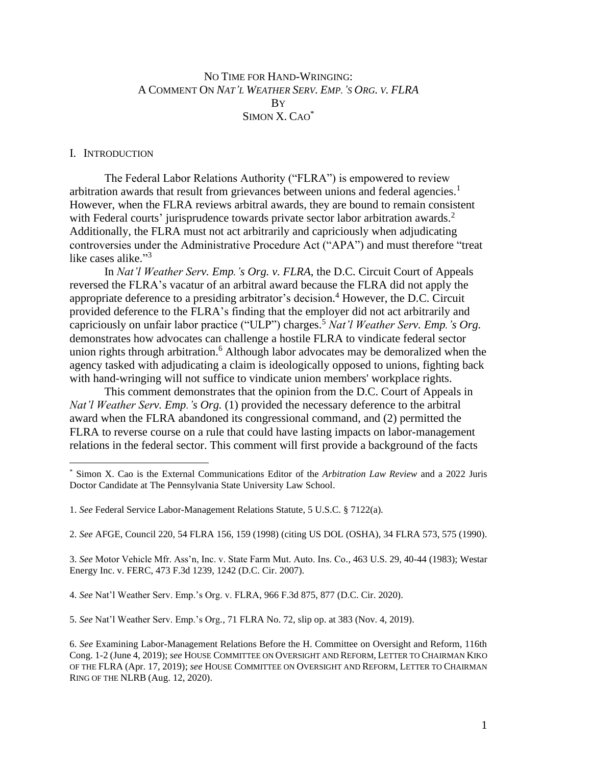# NO TIME FOR HAND-WRINGING:
# A COMMENT ON *NAT'L WEATHER SERV. EMP.'S ORG. V. FLRA*
# BY
# SIMON X. CAO*

## I. INTRODUCTION

The Federal Labor Relations Authority ("FLRA") is empowered to review arbitration awards that result from grievances between unions and federal agencies.[1] However, when the FLRA reviews arbitral awards, they are bound to remain consistent with Federal courts' jurisprudence towards private sector labor arbitration awards.[2] Additionally, the FLRA must not act arbitrarily and capriciously when adjudicating controversies under the Administrative Procedure Act ("APA") and must therefore "treat like cases alike."[3]

In *Nat'l Weather Serv. Emp.'s Org. v. FLRA*, the D.C. Circuit Court of Appeals reversed the FLRA's vacatur of an arbitral award because the FLRA did not apply the appropriate deference to a presiding arbitrator's decision.[4] However, the D.C. Circuit provided deference to the FLRA's finding that the employer did not act arbitrarily and capriciously on unfair labor practice ("ULP") charges.[5] *Nat'l Weather Serv. Emp.'s Org.* demonstrates how advocates can challenge a hostile FLRA to vindicate federal sector union rights through arbitration.[6] Although labor advocates may be demoralized when the agency tasked with adjudicating a claim is ideologically opposed to unions, fighting back with hand-wringing will not suffice to vindicate union members' workplace rights.

This comment demonstrates that the opinion from the D.C. Court of Appeals in *Nat'l Weather Serv. Emp.'s Org.* (1) provided the necessary deference to the arbitral award when the FLRA abandoned its congressional command, and (2) permitted the FLRA to reverse course on a rule that could have lasting impacts on labor-management relations in the federal sector. This comment will first provide a background of the facts

---

\* Simon X. Cao is the External Communications Editor of the *Arbitration Law Review* and a 2022 Juris Doctor Candidate at The Pennsylvania State University Law School.

1. *See* Federal Service Labor-Management Relations Statute, 5 U.S.C. § 7122(a).

2. *See* AFGE, Council 220, 54 FLRA 156, 159 (1998) (citing US DOL (OSHA), 34 FLRA 573, 575 (1990).

3. *See* Motor Vehicle Mfr. Ass'n, Inc. v. State Farm Mut. Auto. Ins. Co., 463 U.S. 29, 40-44 (1983); Westar Energy Inc. v. FERC, 473 F.3d 1239, 1242 (D.C. Cir. 2007).

4. *See* Nat'l Weather Serv. Emp.'s Org. v. FLRA, 966 F.3d 875, 877 (D.C. Cir. 2020).

5. *See* Nat'l Weather Serv. Emp.'s Org., 71 FLRA No. 72, slip op. at 383 (Nov. 4, 2019).

6. *See* Examining Labor-Management Relations Before the H. Committee on Oversight and Reform, 116th Cong. 1-2 (June 4, 2019); *see* HOUSE COMMITTEE ON OVERSIGHT AND REFORM, LETTER TO CHAIRMAN KIKO OF THE FLRA (Apr. 17, 2019); *see* HOUSE COMMITTEE ON OVERSIGHT AND REFORM, LETTER TO CHAIRMAN RING OF THE NLRB (Aug. 12, 2020).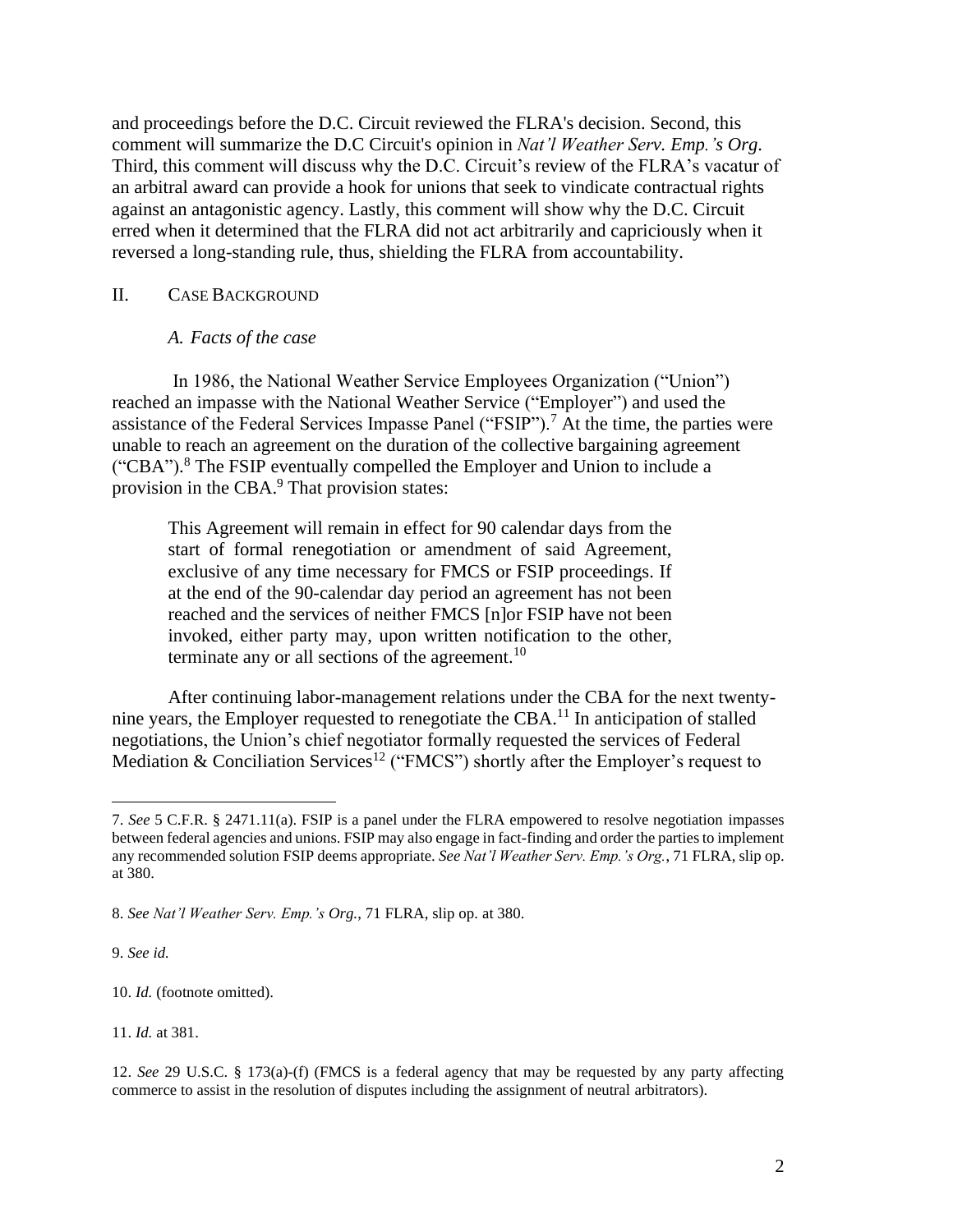and proceedings before the D.C. Circuit reviewed the FLRA's decision. Second, this comment will summarize the D.C Circuit's opinion in *Nat'l Weather Serv. Emp.'s Org*. Third, this comment will discuss why the D.C. Circuit's review of the FLRA's vacatur of an arbitral award can provide a hook for unions that seek to vindicate contractual rights against an antagonistic agency. Lastly, this comment will show why the D.C. Circuit erred when it determined that the FLRA did not act arbitrarily and capriciously when it reversed a long-standing rule, thus, shielding the FLRA from accountability.

## II. Case Background

### *A. Facts of the case*

In 1986, the National Weather Service Employees Organization ("Union") reached an impasse with the National Weather Service ("Employer") and used the assistance of the Federal Services Impasse Panel ("FSIP").[7] At the time, the parties were unable to reach an agreement on the duration of the collective bargaining agreement ("CBA").[8] The FSIP eventually compelled the Employer and Union to include a provision in the CBA.[9] That provision states:

> This Agreement will remain in effect for 90 calendar days from the start of formal renegotiation or amendment of said Agreement, exclusive of any time necessary for FMCS or FSIP proceedings. If at the end of the 90-calendar day period an agreement has not been reached and the services of neither FMCS [n]or FSIP have not been invoked, either party may, upon written notification to the other, terminate any or all sections of the agreement.[10]

After continuing labor-management relations under the CBA for the next twenty-nine years, the Employer requested to renegotiate the CBA.[11] In anticipation of stalled negotiations, the Union's chief negotiator formally requested the services of Federal Mediation & Conciliation Services[12] ("FMCS") shortly after the Employer's request to

---

7. *See* 5 C.F.R. § 2471.11(a). FSIP is a panel under the FLRA empowered to resolve negotiation impasses between federal agencies and unions. FSIP may also engage in fact-finding and order the parties to implement any recommended solution FSIP deems appropriate. *See Nat'l Weather Serv. Emp.'s Org.*, 71 FLRA, slip op. at 380.

8. *See Nat'l Weather Serv. Emp.'s Org.*, 71 FLRA, slip op. at 380.

9. *See id.*

10. *Id.* (footnote omitted).

11. *Id.* at 381.

12. *See* 29 U.S.C. § 173(a)-(f) (FMCS is a federal agency that may be requested by any party affecting commerce to assist in the resolution of disputes including the assignment of neutral arbitrators).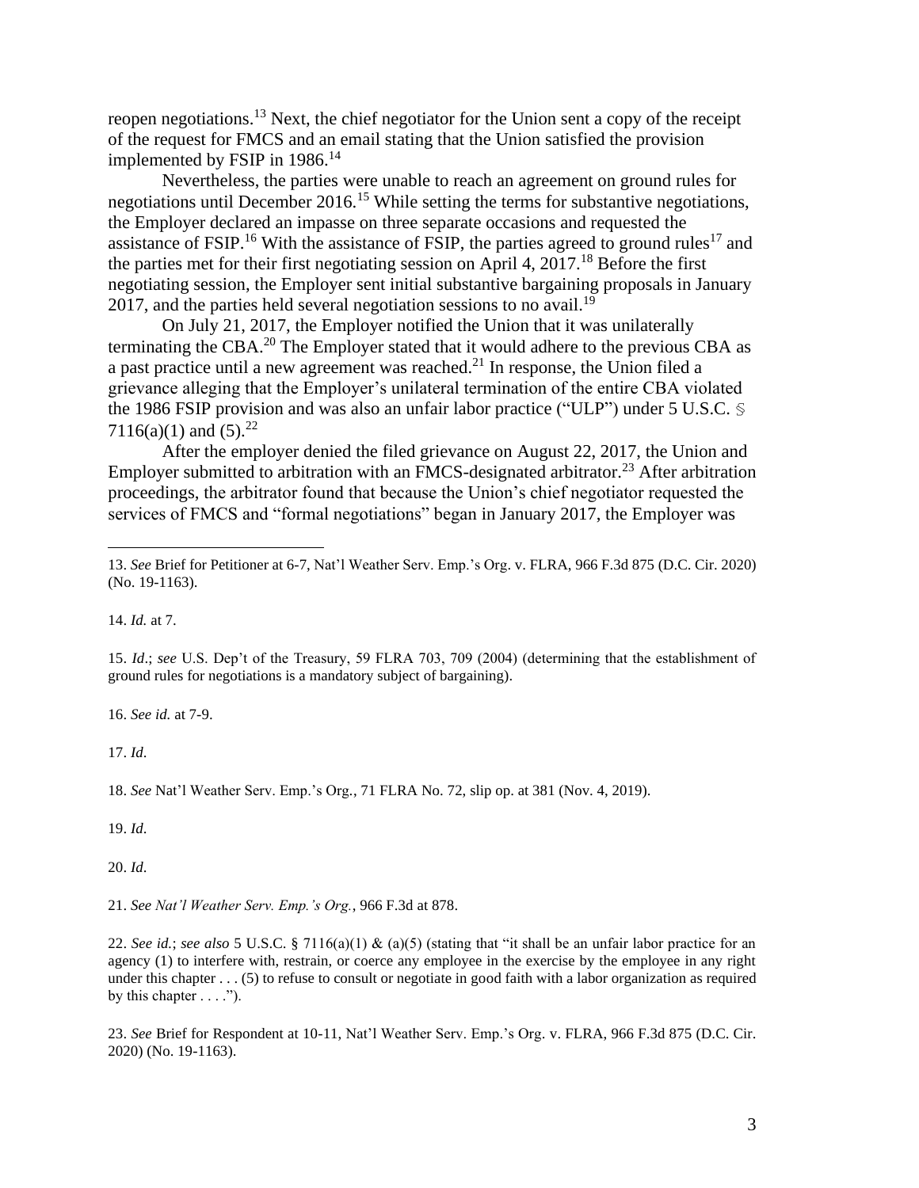reopen negotiations.[13] Next, the chief negotiator for the Union sent a copy of the receipt of the request for FMCS and an email stating that the Union satisfied the provision implemented by FSIP in 1986.[14]

Nevertheless, the parties were unable to reach an agreement on ground rules for negotiations until December 2016.[15] While setting the terms for substantive negotiations, the Employer declared an impasse on three separate occasions and requested the assistance of FSIP.[16] With the assistance of FSIP, the parties agreed to ground rules[17] and the parties met for their first negotiating session on April 4, 2017.[18] Before the first negotiating session, the Employer sent initial substantive bargaining proposals in January 2017, and the parties held several negotiation sessions to no avail.[19]

On July 21, 2017, the Employer notified the Union that it was unilaterally terminating the CBA.[20] The Employer stated that it would adhere to the previous CBA as a past practice until a new agreement was reached.[21] In response, the Union filed a grievance alleging that the Employer's unilateral termination of the entire CBA violated the 1986 FSIP provision and was also an unfair labor practice ("ULP") under 5 U.S.C. § 7116(a)(1) and (5).[22]

After the employer denied the filed grievance on August 22, 2017, the Union and Employer submitted to arbitration with an FMCS-designated arbitrator.[23] After arbitration proceedings, the arbitrator found that because the Union's chief negotiator requested the services of FMCS and "formal negotiations" began in January 2017, the Employer was

---

13. *See* Brief for Petitioner at 6-7, Nat'l Weather Serv. Emp.'s Org. v. FLRA, 966 F.3d 875 (D.C. Cir. 2020) (No. 19-1163).

14. *Id.* at 7.

15. *Id*.; *see* U.S. Dep't of the Treasury, 59 FLRA 703, 709 (2004) (determining that the establishment of ground rules for negotiations is a mandatory subject of bargaining).

16. *See id.* at 7-9.

17. *Id*.

18. *See* Nat'l Weather Serv. Emp.'s Org., 71 FLRA No. 72, slip op. at 381 (Nov. 4, 2019).

19. *Id*.

20. *Id*.

21. *See Nat'l Weather Serv. Emp.'s Org.*, 966 F.3d at 878.

22. *See id.*; *see also* 5 U.S.C. § 7116(a)(1) & (a)(5) (stating that "it shall be an unfair labor practice for an agency (1) to interfere with, restrain, or coerce any employee in the exercise by the employee in any right under this chapter . . . (5) to refuse to consult or negotiate in good faith with a labor organization as required by this chapter . . . .").

23. *See* Brief for Respondent at 10-11, Nat'l Weather Serv. Emp.'s Org. v. FLRA, 966 F.3d 875 (D.C. Cir. 2020) (No. 19-1163).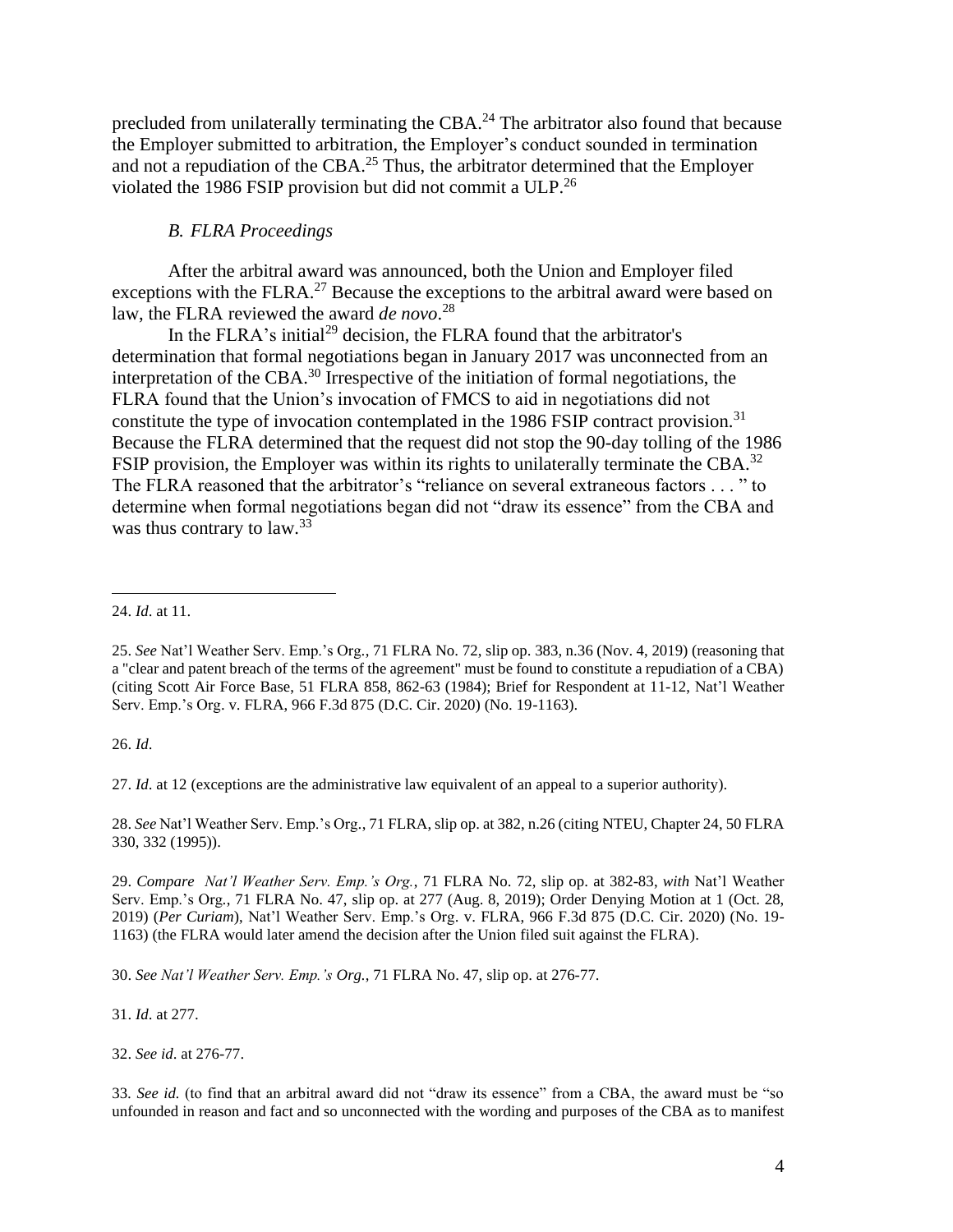precluded from unilaterally terminating the CBA.[24] The arbitrator also found that because the Employer submitted to arbitration, the Employer's conduct sounded in termination and not a repudiation of the CBA.[25] Thus, the arbitrator determined that the Employer violated the 1986 FSIP provision but did not commit a ULP.[26]

### *B. FLRA Proceedings*

After the arbitral award was announced, both the Union and Employer filed exceptions with the FLRA.[27] Because the exceptions to the arbitral award were based on law, the FLRA reviewed the award *de novo*.[28]

In the FLRA's initial[29] decision, the FLRA found that the arbitrator's determination that formal negotiations began in January 2017 was unconnected from an interpretation of the CBA.[30] Irrespective of the initiation of formal negotiations, the FLRA found that the Union's invocation of FMCS to aid in negotiations did not constitute the type of invocation contemplated in the 1986 FSIP contract provision.[31] Because the FLRA determined that the request did not stop the 90-day tolling of the 1986 FSIP provision, the Employer was within its rights to unilaterally terminate the CBA.[32] The FLRA reasoned that the arbitrator's "reliance on several extraneous factors . . . " to determine when formal negotiations began did not "draw its essence" from the CBA and was thus contrary to law.[33]

---

24. *Id*. at 11.

25. *See* Nat'l Weather Serv. Emp.'s Org., 71 FLRA No. 72, slip op. 383, n.36 (Nov. 4, 2019) (reasoning that a "clear and patent breach of the terms of the agreement" must be found to constitute a repudiation of a CBA) (citing Scott Air Force Base, 51 FLRA 858, 862-63 (1984); Brief for Respondent at 11-12, Nat'l Weather Serv. Emp.'s Org. v. FLRA, 966 F.3d 875 (D.C. Cir. 2020) (No. 19-1163).

26. *Id*.

27. *Id*. at 12 (exceptions are the administrative law equivalent of an appeal to a superior authority).

28. *See* Nat'l Weather Serv. Emp.'s Org., 71 FLRA, slip op. at 382, n.26 (citing NTEU, Chapter 24, 50 FLRA 330, 332 (1995)).

29. *Compare Nat'l Weather Serv. Emp.'s Org.*, 71 FLRA No. 72, slip op. at 382-83, *with* Nat'l Weather Serv. Emp.'s Org., 71 FLRA No. 47, slip op. at 277 (Aug. 8, 2019); Order Denying Motion at 1 (Oct. 28, 2019) (*Per Curiam*), Nat'l Weather Serv. Emp.'s Org. v. FLRA, 966 F.3d 875 (D.C. Cir. 2020) (No. 19-1163) (the FLRA would later amend the decision after the Union filed suit against the FLRA).

30. *See Nat'l Weather Serv. Emp.'s Org.*, 71 FLRA No. 47, slip op. at 276-77.

31. *Id*. at 277.

32. *See id*. at 276-77.

33. *See id.* (to find that an arbitral award did not "draw its essence" from a CBA, the award must be "so unfounded in reason and fact and so unconnected with the wording and purposes of the CBA as to manifest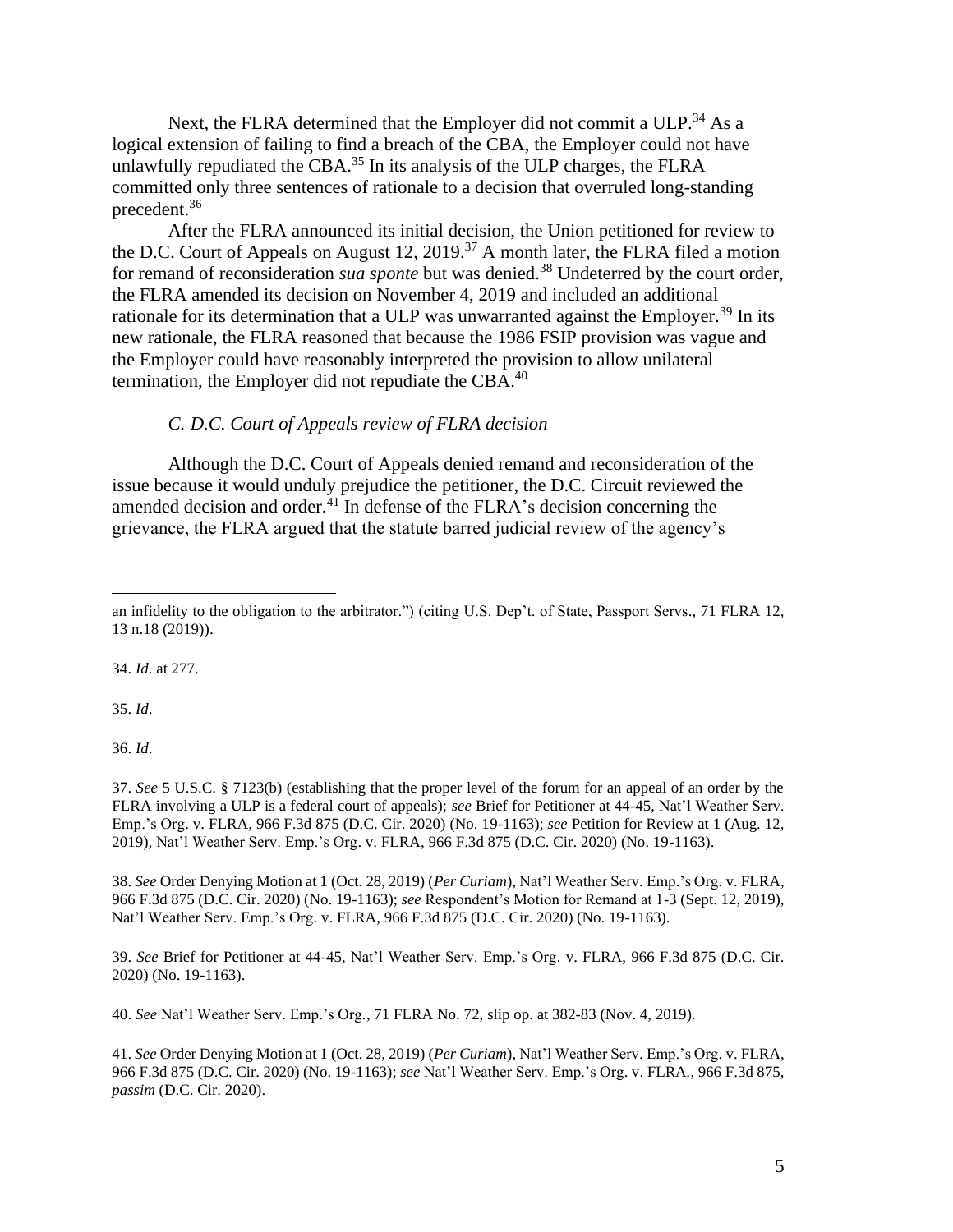Next, the FLRA determined that the Employer did not commit a ULP.[34] As a logical extension of failing to find a breach of the CBA, the Employer could not have unlawfully repudiated the CBA.[35] In its analysis of the ULP charges, the FLRA committed only three sentences of rationale to a decision that overruled long-standing precedent.[36]

After the FLRA announced its initial decision, the Union petitioned for review to the D.C. Court of Appeals on August 12, 2019.[37] A month later, the FLRA filed a motion for remand of reconsideration *sua sponte* but was denied.[38] Undeterred by the court order, the FLRA amended its decision on November 4, 2019 and included an additional rationale for its determination that a ULP was unwarranted against the Employer.[39] In its new rationale, the FLRA reasoned that because the 1986 FSIP provision was vague and the Employer could have reasonably interpreted the provision to allow unilateral termination, the Employer did not repudiate the CBA.[40]

### *C. D.C. Court of Appeals review of FLRA decision*

Although the D.C. Court of Appeals denied remand and reconsideration of the issue because it would unduly prejudice the petitioner, the D.C. Circuit reviewed the amended decision and order.[41] In defense of the FLRA's decision concerning the grievance, the FLRA argued that the statute barred judicial review of the agency's

---

an infidelity to the obligation to the arbitrator.") (citing U.S. Dep't. of State, Passport Servs., 71 FLRA 12, 13 n.18 (2019)).

34. *Id*. at 277.

35. *Id*.

36. *Id*.

37. *See* 5 U.S.C. § 7123(b) (establishing that the proper level of the forum for an appeal of an order by the FLRA involving a ULP is a federal court of appeals); *see* Brief for Petitioner at 44-45, Nat'l Weather Serv. Emp.'s Org. v. FLRA, 966 F.3d 875 (D.C. Cir. 2020) (No. 19-1163); *see* Petition for Review at 1 (Aug. 12, 2019), Nat'l Weather Serv. Emp.'s Org. v. FLRA, 966 F.3d 875 (D.C. Cir. 2020) (No. 19-1163).

38. *See* Order Denying Motion at 1 (Oct. 28, 2019) (*Per Curiam*), Nat'l Weather Serv. Emp.'s Org. v. FLRA, 966 F.3d 875 (D.C. Cir. 2020) (No. 19-1163); *see* Respondent's Motion for Remand at 1-3 (Sept. 12, 2019), Nat'l Weather Serv. Emp.'s Org. v. FLRA, 966 F.3d 875 (D.C. Cir. 2020) (No. 19-1163).

39. *See* Brief for Petitioner at 44-45, Nat'l Weather Serv. Emp.'s Org. v. FLRA, 966 F.3d 875 (D.C. Cir. 2020) (No. 19-1163).

40. *See* Nat'l Weather Serv. Emp.'s Org., 71 FLRA No. 72, slip op. at 382-83 (Nov. 4, 2019).

41. *See* Order Denying Motion at 1 (Oct. 28, 2019) (*Per Curiam*), Nat'l Weather Serv. Emp.'s Org. v. FLRA, 966 F.3d 875 (D.C. Cir. 2020) (No. 19-1163); *see* Nat'l Weather Serv. Emp.'s Org. v. FLRA., 966 F.3d 875, *passim* (D.C. Cir. 2020).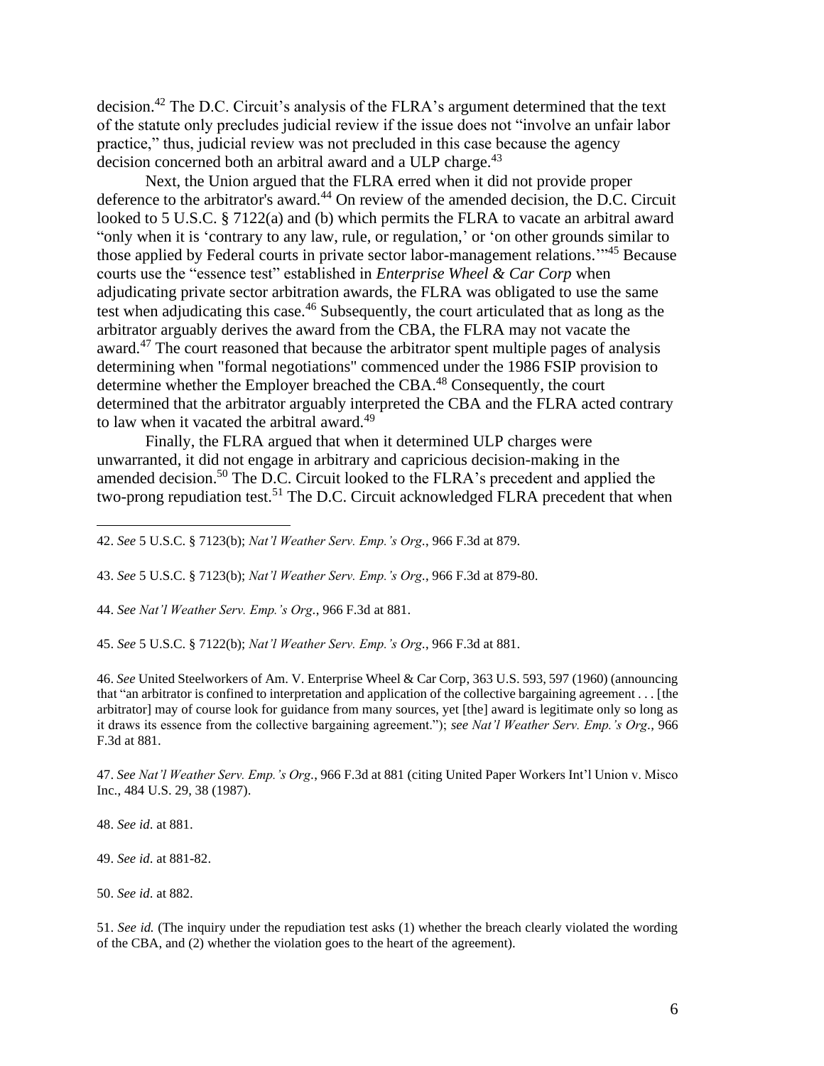decision.[42] The D.C. Circuit's analysis of the FLRA's argument determined that the text of the statute only precludes judicial review if the issue does not "involve an unfair labor practice," thus, judicial review was not precluded in this case because the agency decision concerned both an arbitral award and a ULP charge.[43]

Next, the Union argued that the FLRA erred when it did not provide proper deference to the arbitrator's award.[44] On review of the amended decision, the D.C. Circuit looked to 5 U.S.C. § 7122(a) and (b) which permits the FLRA to vacate an arbitral award "only when it is 'contrary to any law, rule, or regulation,' or 'on other grounds similar to those applied by Federal courts in private sector labor-management relations.'"[45] Because courts use the "essence test" established in *Enterprise Wheel & Car Corp* when adjudicating private sector arbitration awards, the FLRA was obligated to use the same test when adjudicating this case.[46] Subsequently, the court articulated that as long as the arbitrator arguably derives the award from the CBA, the FLRA may not vacate the award.[47] The court reasoned that because the arbitrator spent multiple pages of analysis determining when "formal negotiations" commenced under the 1986 FSIP provision to determine whether the Employer breached the CBA.[48] Consequently, the court determined that the arbitrator arguably interpreted the CBA and the FLRA acted contrary to law when it vacated the arbitral award.[49]

Finally, the FLRA argued that when it determined ULP charges were unwarranted, it did not engage in arbitrary and capricious decision-making in the amended decision.[50] The D.C. Circuit looked to the FLRA's precedent and applied the two-prong repudiation test.[51] The D.C. Circuit acknowledged FLRA precedent that when

---

42. *See* 5 U.S.C. § 7123(b); *Nat'l Weather Serv. Emp.'s Org.*, 966 F.3d at 879.

43. *See* 5 U.S.C. § 7123(b); *Nat'l Weather Serv. Emp.'s Org.*, 966 F.3d at 879-80.

44. *See Nat'l Weather Serv. Emp.'s Org.*, 966 F.3d at 881.

45. *See* 5 U.S.C. § 7122(b); *Nat'l Weather Serv. Emp.'s Org.*, 966 F.3d at 881.

46. *See* United Steelworkers of Am. V. Enterprise Wheel & Car Corp, 363 U.S. 593, 597 (1960) (announcing that "an arbitrator is confined to interpretation and application of the collective bargaining agreement . . . [the arbitrator] may of course look for guidance from many sources, yet [the] award is legitimate only so long as it draws its essence from the collective bargaining agreement."); *see Nat'l Weather Serv. Emp.'s Org.*, 966 F.3d at 881.

47. *See Nat'l Weather Serv. Emp.'s Org.*, 966 F.3d at 881 (citing United Paper Workers Int'l Union v. Misco Inc., 484 U.S. 29, 38 (1987).

48. *See id.* at 881.

49. *See id.* at 881-82.

50. *See id.* at 882.

51. *See id.* (The inquiry under the repudiation test asks (1) whether the breach clearly violated the wording of the CBA, and (2) whether the violation goes to the heart of the agreement).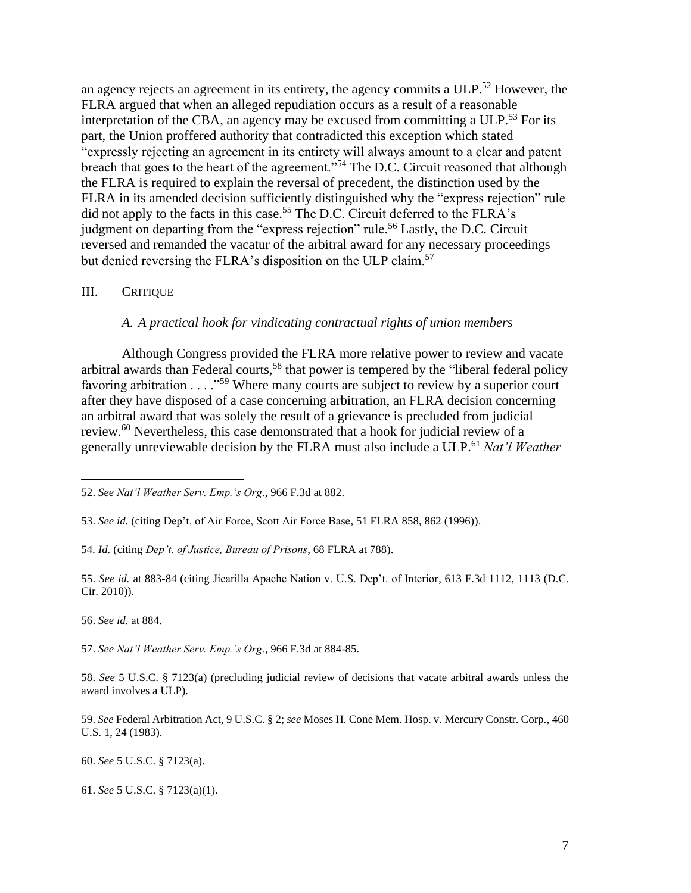an agency rejects an agreement in its entirety, the agency commits a ULP.[52] However, the FLRA argued that when an alleged repudiation occurs as a result of a reasonable interpretation of the CBA, an agency may be excused from committing a ULP.[53] For its part, the Union proffered authority that contradicted this exception which stated "expressly rejecting an agreement in its entirety will always amount to a clear and patent breach that goes to the heart of the agreement."[54] The D.C. Circuit reasoned that although the FLRA is required to explain the reversal of precedent, the distinction used by the FLRA in its amended decision sufficiently distinguished why the "express rejection" rule did not apply to the facts in this case.[55] The D.C. Circuit deferred to the FLRA's judgment on departing from the "express rejection" rule.[56] Lastly, the D.C. Circuit reversed and remanded the vacatur of the arbitral award for any necessary proceedings but denied reversing the FLRA's disposition on the ULP claim.[57]

## III. CRITIQUE

### *A. A practical hook for vindicating contractual rights of union members*

Although Congress provided the FLRA more relative power to review and vacate arbitral awards than Federal courts,[58] that power is tempered by the "liberal federal policy favoring arbitration . . . ."[59] Where many courts are subject to review by a superior court after they have disposed of a case concerning arbitration, an FLRA decision concerning an arbitral award that was solely the result of a grievance is precluded from judicial review.[60] Nevertheless, this case demonstrated that a hook for judicial review of a generally unreviewable decision by the FLRA must also include a ULP.[61] *Nat'l Weather*

---

52. *See Nat'l Weather Serv. Emp.'s Org.*, 966 F.3d at 882.

53. *See id.* (citing Dep't. of Air Force, Scott Air Force Base, 51 FLRA 858, 862 (1996)).

54. *Id.* (citing *Dep't. of Justice, Bureau of Prisons*, 68 FLRA at 788).

55. *See id.* at 883-84 (citing Jicarilla Apache Nation v. U.S. Dep't. of Interior, 613 F.3d 1112, 1113 (D.C. Cir. 2010)).

56. *See id.* at 884.

57. *See Nat'l Weather Serv. Emp.'s Org.*, 966 F.3d at 884-85.

58. *See* 5 U.S.C. § 7123(a) (precluding judicial review of decisions that vacate arbitral awards unless the award involves a ULP).

59. *See* Federal Arbitration Act, 9 U.S.C. § 2; *see* Moses H. Cone Mem. Hosp. v. Mercury Constr. Corp., 460 U.S. 1, 24 (1983).

60. *See* 5 U.S.C. § 7123(a).

61. *See* 5 U.S.C. § 7123(a)(1).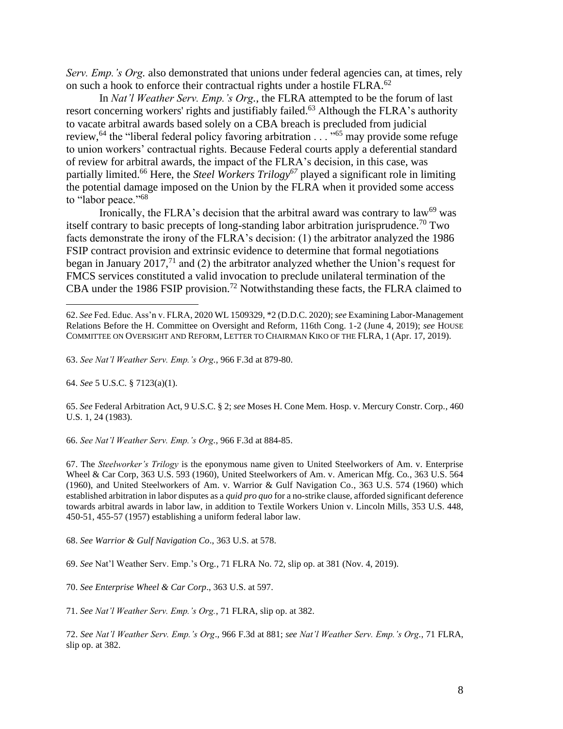*Serv. Emp.'s Org.* also demonstrated that unions under federal agencies can, at times, rely on such a hook to enforce their contractual rights under a hostile FLRA.[62]

In *Nat'l Weather Serv. Emp.'s Org.*, the FLRA attempted to be the forum of last resort concerning workers' rights and justifiably failed.[63] Although the FLRA's authority to vacate arbitral awards based solely on a CBA breach is precluded from judicial review,[64] the "liberal federal policy favoring arbitration . . . "[65] may provide some refuge to union workers' contractual rights. Because Federal courts apply a deferential standard of review for arbitral awards, the impact of the FLRA's decision, in this case, was partially limited.[66] Here, the ***Steel Workers Trilogy***[67] played a significant role in limiting the potential damage imposed on the Union by the FLRA when it provided some access to "labor peace."[68]

Ironically, the FLRA's decision that the arbitral award was contrary to law[69] was itself contrary to basic precepts of long-standing labor arbitration jurisprudence.[70] Two facts demonstrate the irony of the FLRA's decision: (1) the arbitrator analyzed the 1986 FSIP contract provision and extrinsic evidence to determine that formal negotiations began in January 2017,[71] and (2) the arbitrator analyzed whether the Union's request for FMCS services constituted a valid invocation to preclude unilateral termination of the CBA under the 1986 FSIP provision.[72] Notwithstanding these facts, the FLRA claimed to

---

62. *See* Fed. Educ. Ass'n v. FLRA, 2020 WL 1509329, \*2 (D.D.C. 2020); *see* Examining Labor-Management Relations Before the H. Committee on Oversight and Reform, 116th Cong. 1-2 (June 4, 2019); *see* HOUSE COMMITTEE ON OVERSIGHT AND REFORM, LETTER TO CHAIRMAN KIKO OF THE FLRA, 1 (Apr. 17, 2019).

63. *See Nat'l Weather Serv. Emp.'s Org.*, 966 F.3d at 879-80.

64. *See* 5 U.S.C. § 7123(a)(1).

65. *See* Federal Arbitration Act, 9 U.S.C. § 2; *see* Moses H. Cone Mem. Hosp. v. Mercury Constr. Corp., 460 U.S. 1, 24 (1983).

66. *See Nat'l Weather Serv. Emp.'s Org.*, 966 F.3d at 884-85.

67. The *Steelworker's Trilogy* is the eponymous name given to United Steelworkers of Am. v. Enterprise Wheel & Car Corp, 363 U.S. 593 (1960), United Steelworkers of Am. v. American Mfg. Co., 363 U.S. 564 (1960), and United Steelworkers of Am. v. Warrior & Gulf Navigation Co., 363 U.S. 574 (1960) which established arbitration in labor disputes as a *quid pro quo* for a no-strike clause, afforded significant deference towards arbitral awards in labor law, in addition to Textile Workers Union v. Lincoln Mills, 353 U.S. 448, 450-51, 455-57 (1957) establishing a uniform federal labor law.

68. *See Warrior & Gulf Navigation Co*., 363 U.S. at 578.

69. *See* Nat'l Weather Serv. Emp.'s Org., 71 FLRA No. 72, slip op. at 381 (Nov. 4, 2019).

70. *See Enterprise Wheel & Car Corp*., 363 U.S. at 597.

71. *See Nat'l Weather Serv. Emp.'s Org.*, 71 FLRA, slip op. at 382.

72. *See Nat'l Weather Serv. Emp.'s Org*., 966 F.3d at 881; *see Nat'l Weather Serv. Emp.'s Org*., 71 FLRA, slip op. at 382.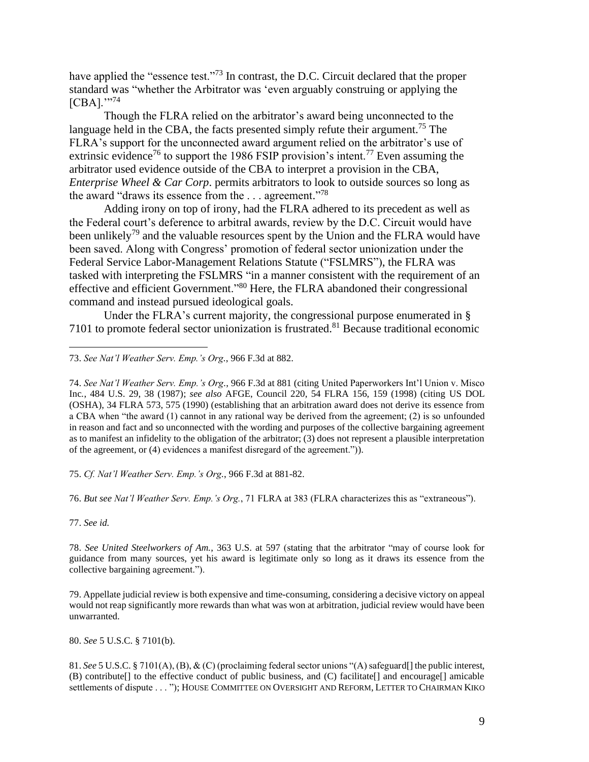have applied the "essence test."[73] In contrast, the D.C. Circuit declared that the proper standard was "whether the Arbitrator was 'even arguably construing or applying the [CBA].'"[74]

Though the FLRA relied on the arbitrator's award being unconnected to the language held in the CBA, the facts presented simply refute their argument.[75] The FLRA's support for the unconnected award argument relied on the arbitrator's use of extrinsic evidence[76] to support the 1986 FSIP provision's intent.[77] Even assuming the arbitrator used evidence outside of the CBA to interpret a provision in the CBA, *Enterprise Wheel & Car Corp*. permits arbitrators to look to outside sources so long as the award "draws its essence from the . . . agreement."[78]

Adding irony on top of irony, had the FLRA adhered to its precedent as well as the Federal court's deference to arbitral awards, review by the D.C. Circuit would have been unlikely[79] and the valuable resources spent by the Union and the FLRA would have been saved. Along with Congress' promotion of federal sector unionization under the Federal Service Labor-Management Relations Statute ("FSLMRS"), the FLRA was tasked with interpreting the FSLMRS "in a manner consistent with the requirement of an effective and efficient Government."[80] Here, the FLRA abandoned their congressional command and instead pursued ideological goals.

Under the FLRA's current majority, the congressional purpose enumerated in § 7101 to promote federal sector unionization is frustrated.[81] Because traditional economic

---

73. *See Nat'l Weather Serv. Emp.'s Org*., 966 F.3d at 882.

74. *See Nat'l Weather Serv. Emp.'s Org*., 966 F.3d at 881 (citing United Paperworkers Int'l Union v. Misco Inc., 484 U.S. 29, 38 (1987); *see also* AFGE, Council 220, 54 FLRA 156, 159 (1998) (citing US DOL (OSHA), 34 FLRA 573, 575 (1990) (establishing that an arbitration award does not derive its essence from a CBA when "the award (1) cannot in any rational way be derived from the agreement; (2) is so unfounded in reason and fact and so unconnected with the wording and purposes of the collective bargaining agreement as to manifest an infidelity to the obligation of the arbitrator; (3) does not represent a plausible interpretation of the agreement, or (4) evidences a manifest disregard of the agreement.")).

75. *Cf. Nat'l Weather Serv. Emp.'s Org*., 966 F.3d at 881-82.

76. *But see Nat'l Weather Serv. Emp.'s Org.*, 71 FLRA at 383 (FLRA characterizes this as "extraneous").

77. *See id.*

78. *See United Steelworkers of Am.*, 363 U.S. at 597 (stating that the arbitrator "may of course look for guidance from many sources, yet his award is legitimate only so long as it draws its essence from the collective bargaining agreement.").

79. Appellate judicial review is both expensive and time-consuming, considering a decisive victory on appeal would not reap significantly more rewards than what was won at arbitration, judicial review would have been unwarranted.

80. *See* 5 U.S.C. § 7101(b).

81. *See* 5 U.S.C. § 7101(A), (B), & (C) (proclaiming federal sector unions "(A) safeguard[] the public interest, (B) contribute[] to the effective conduct of public business, and (C) facilitate[] and encourage[] amicable settlements of dispute . . . "); HOUSE COMMITTEE ON OVERSIGHT AND REFORM, LETTER TO CHAIRMAN KIKO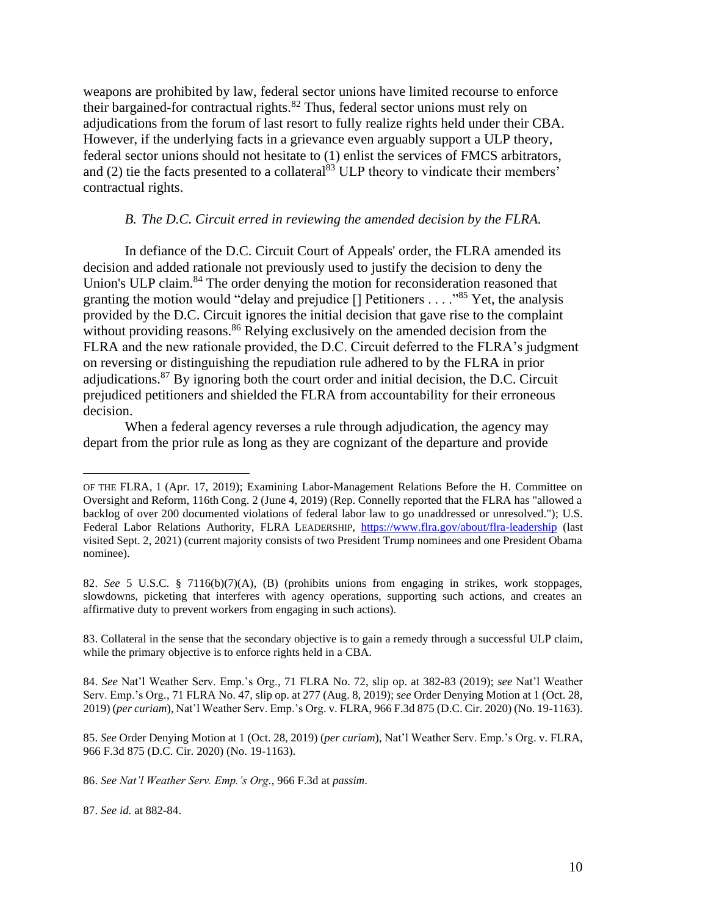weapons are prohibited by law, federal sector unions have limited recourse to enforce their bargained-for contractual rights.[82] Thus, federal sector unions must rely on adjudications from the forum of last resort to fully realize rights held under their CBA. However, if the underlying facts in a grievance even arguably support a ULP theory, federal sector unions should not hesitate to (1) enlist the services of FMCS arbitrators, and (2) tie the facts presented to a collateral[83] ULP theory to vindicate their members' contractual rights.

### *B. The D.C. Circuit erred in reviewing the amended decision by the FLRA.*

In defiance of the D.C. Circuit Court of Appeals' order, the FLRA amended its decision and added rationale not previously used to justify the decision to deny the Union's ULP claim.[84] The order denying the motion for reconsideration reasoned that granting the motion would "delay and prejudice [] Petitioners . . . ."[85] Yet, the analysis provided by the D.C. Circuit ignores the initial decision that gave rise to the complaint without providing reasons.[86] Relying exclusively on the amended decision from the FLRA and the new rationale provided, the D.C. Circuit deferred to the FLRA's judgment on reversing or distinguishing the repudiation rule adhered to by the FLRA in prior adjudications.[87] By ignoring both the court order and initial decision, the D.C. Circuit prejudiced petitioners and shielded the FLRA from accountability for their erroneous decision.

When a federal agency reverses a rule through adjudication, the agency may depart from the prior rule as long as they are cognizant of the departure and provide

---

OF THE FLRA, 1 (Apr. 17, 2019); Examining Labor-Management Relations Before the H. Committee on Oversight and Reform, 116th Cong. 2 (June 4, 2019) (Rep. Connelly reported that the FLRA has "allowed a backlog of over 200 documented violations of federal labor law to go unaddressed or unresolved."); U.S. Federal Labor Relations Authority, FLRA LEADERSHIP, https://www.flra.gov/about/flra-leadership (last visited Sept. 2, 2021) (current majority consists of two President Trump nominees and one President Obama nominee).

82. *See* 5 U.S.C. § 7116(b)(7)(A), (B) (prohibits unions from engaging in strikes, work stoppages, slowdowns, picketing that interferes with agency operations, supporting such actions, and creates an affirmative duty to prevent workers from engaging in such actions).

83. Collateral in the sense that the secondary objective is to gain a remedy through a successful ULP claim, while the primary objective is to enforce rights held in a CBA.

84. *See* Nat'l Weather Serv. Emp.'s Org., 71 FLRA No. 72, slip op. at 382-83 (2019); *see* Nat'l Weather Serv. Emp.'s Org., 71 FLRA No. 47, slip op. at 277 (Aug. 8, 2019); *see* Order Denying Motion at 1 (Oct. 28, 2019) (*per curiam*), Nat'l Weather Serv. Emp.'s Org. v. FLRA, 966 F.3d 875 (D.C. Cir. 2020) (No. 19-1163).

85. *See* Order Denying Motion at 1 (Oct. 28, 2019) (*per curiam*), Nat'l Weather Serv. Emp.'s Org. v. FLRA, 966 F.3d 875 (D.C. Cir. 2020) (No. 19-1163).

86. *See Nat'l Weather Serv. Emp.'s Org.*, 966 F.3d at *passim*.

87. *See id.* at 882-84.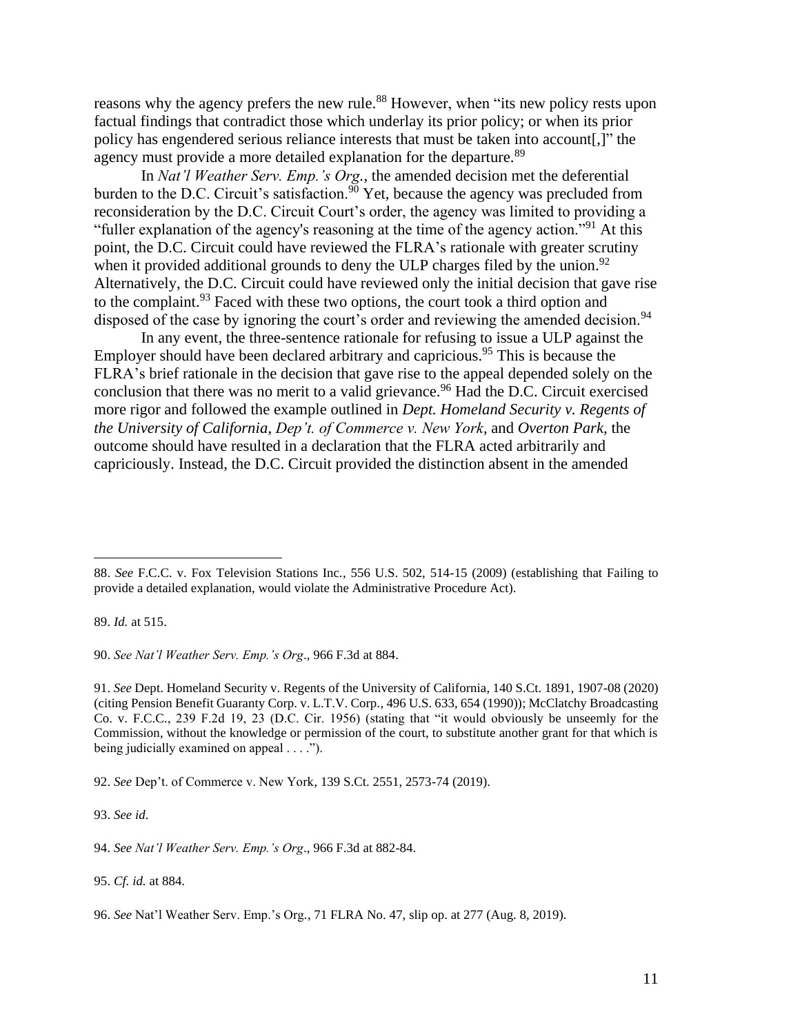reasons why the agency prefers the new rule.[88] However, when "its new policy rests upon factual findings that contradict those which underlay its prior policy; or when its prior policy has engendered serious reliance interests that must be taken into account[,]" the agency must provide a more detailed explanation for the departure.[89]

In *Nat'l Weather Serv. Emp.'s Org.*, the amended decision met the deferential burden to the D.C. Circuit's satisfaction.[90] Yet, because the agency was precluded from reconsideration by the D.C. Circuit Court's order, the agency was limited to providing a "fuller explanation of the agency's reasoning at the time of the agency action."[91] At this point, the D.C. Circuit could have reviewed the FLRA's rationale with greater scrutiny when it provided additional grounds to deny the ULP charges filed by the union.[92] Alternatively, the D.C. Circuit could have reviewed only the initial decision that gave rise to the complaint.[93] Faced with these two options, the court took a third option and disposed of the case by ignoring the court's order and reviewing the amended decision.[94]

In any event, the three-sentence rationale for refusing to issue a ULP against the Employer should have been declared arbitrary and capricious.[95] This is because the FLRA's brief rationale in the decision that gave rise to the appeal depended solely on the conclusion that there was no merit to a valid grievance.[96] Had the D.C. Circuit exercised more rigor and followed the example outlined in *Dept. Homeland Security v. Regents of the University of California*, *Dep't. of Commerce v. New York*, and *Overton Park*, the outcome should have resulted in a declaration that the FLRA acted arbitrarily and capriciously. Instead, the D.C. Circuit provided the distinction absent in the amended

---

88. *See* F.C.C. v. Fox Television Stations Inc., 556 U.S. 502, 514-15 (2009) (establishing that Failing to provide a detailed explanation, would violate the Administrative Procedure Act).

89. *Id.* at 515.

90. *See Nat'l Weather Serv. Emp.'s Org*., 966 F.3d at 884.

91. *See* Dept. Homeland Security v. Regents of the University of California, 140 S.Ct. 1891, 1907-08 (2020) (citing Pension Benefit Guaranty Corp. v. L.T.V. Corp., 496 U.S. 633, 654 (1990)); McClatchy Broadcasting Co. v. F.C.C., 239 F.2d 19, 23 (D.C. Cir. 1956) (stating that "it would obviously be unseemly for the Commission, without the knowledge or permission of the court, to substitute another grant for that which is being judicially examined on appeal . . . .").

92. *See* Dep't. of Commerce v. New York, 139 S.Ct. 2551, 2573-74 (2019).

93. *See id*.

94. *See Nat'l Weather Serv. Emp.'s Org*., 966 F.3d at 882-84.

95. *Cf. id.* at 884.

96. *See* Nat'l Weather Serv. Emp.'s Org., 71 FLRA No. 47, slip op. at 277 (Aug. 8, 2019).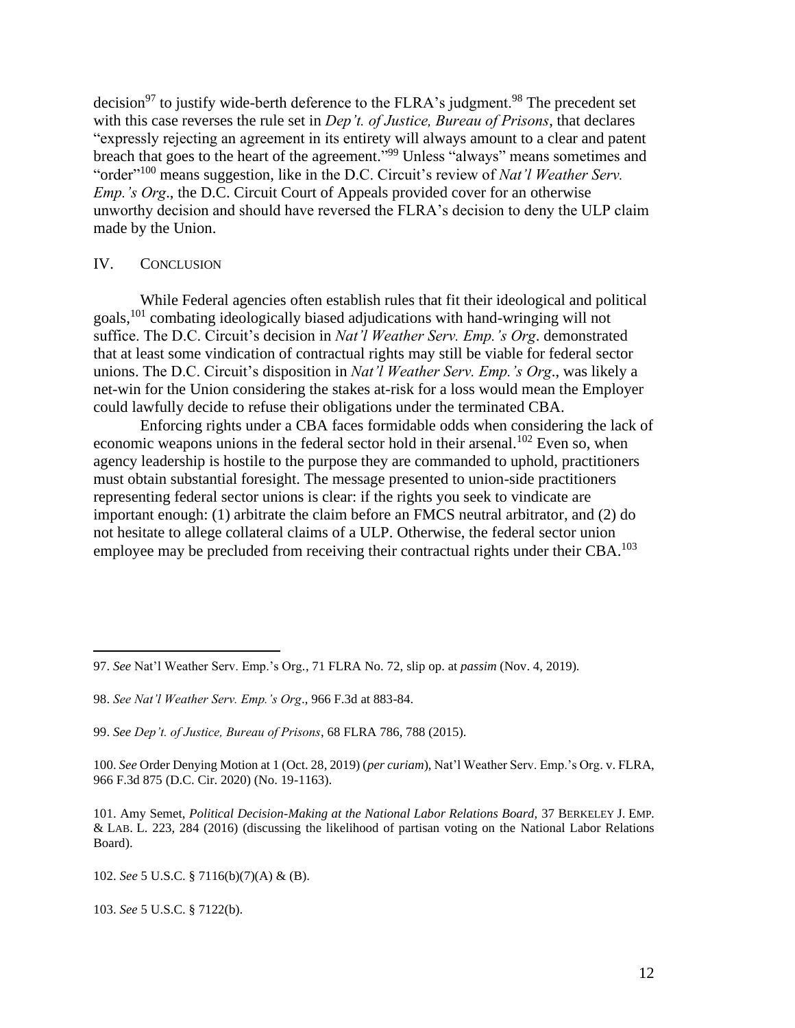decision[97] to justify wide-berth deference to the FLRA's judgment.[98] The precedent set with this case reverses the rule set in *Dep't. of Justice, Bureau of Prisons*, that declares "expressly rejecting an agreement in its entirety will always amount to a clear and patent breach that goes to the heart of the agreement."[99] Unless "always" means sometimes and "order"[100] means suggestion, like in the D.C. Circuit's review of *Nat'l Weather Serv. Emp.'s Org*., the D.C. Circuit Court of Appeals provided cover for an otherwise unworthy decision and should have reversed the FLRA's decision to deny the ULP claim made by the Union.

## IV. CONCLUSION

While Federal agencies often establish rules that fit their ideological and political goals,[101] combating ideologically biased adjudications with hand-wringing will not suffice. The D.C. Circuit's decision in *Nat'l Weather Serv. Emp.'s Org*. demonstrated that at least some vindication of contractual rights may still be viable for federal sector unions. The D.C. Circuit's disposition in *Nat'l Weather Serv. Emp.'s Org*., was likely a net-win for the Union considering the stakes at-risk for a loss would mean the Employer could lawfully decide to refuse their obligations under the terminated CBA.

Enforcing rights under a CBA faces formidable odds when considering the lack of economic weapons unions in the federal sector hold in their arsenal.[102] Even so, when agency leadership is hostile to the purpose they are commanded to uphold, practitioners must obtain substantial foresight. The message presented to union-side practitioners representing federal sector unions is clear: if the rights you seek to vindicate are important enough: (1) arbitrate the claim before an FMCS neutral arbitrator, and (2) do not hesitate to allege collateral claims of a ULP. Otherwise, the federal sector union employee may be precluded from receiving their contractual rights under their CBA.[103]

---

97. *See* Nat'l Weather Serv. Emp.'s Org., 71 FLRA No. 72, slip op. at *passim* (Nov. 4, 2019).

98. *See Nat'l Weather Serv. Emp.'s Org*., 966 F.3d at 883-84.

99. *See Dep't. of Justice, Bureau of Prisons*, 68 FLRA 786, 788 (2015).

100. *See* Order Denying Motion at 1 (Oct. 28, 2019) (*per curiam*), Nat'l Weather Serv. Emp.'s Org. v. FLRA, 966 F.3d 875 (D.C. Cir. 2020) (No. 19-1163).

101. Amy Semet, *Political Decision-Making at the National Labor Relations Board*, 37 BERKELEY J. EMP. & LAB. L. 223, 284 (2016) (discussing the likelihood of partisan voting on the National Labor Relations Board).

102. *See* 5 U.S.C. § 7116(b)(7)(A) & (B).

103. *See* 5 U.S.C. § 7122(b).